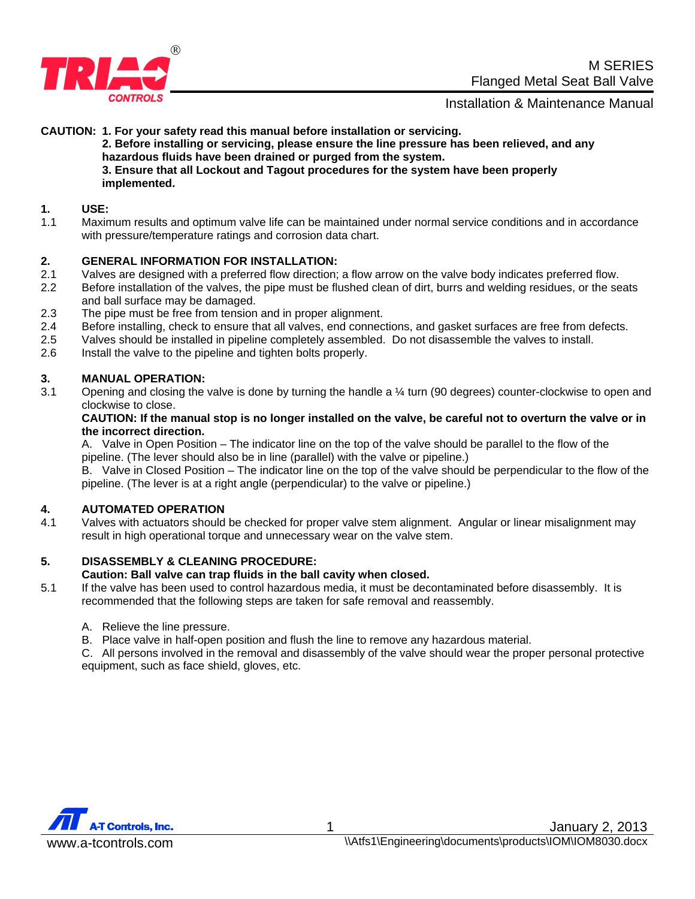# M SERIES
## Flanged Metal Seat Ball Valve
### Installation & Maintenance Manual

**CAUTION: 1. For your safety read this manual before installation or servicing.**
**2. Before installing or servicing, please ensure the line pressure has been relieved, and any hazardous fluids have been drained or purged from the system.**
**3. Ensure that all Lockout and Tagout procedures for the system have been properly implemented.**

**1. USE:**

1.1 Maximum results and optimum valve life can be maintained under normal service conditions and in accordance with pressure/temperature ratings and corrosion data chart.

**2. GENERAL INFORMATION FOR INSTALLATION:**

2.1 Valves are designed with a preferred flow direction; a flow arrow on the valve body indicates preferred flow.
2.2 Before installation of the valves, the pipe must be flushed clean of dirt, burrs and welding residues, or the seats and ball surface may be damaged.
2.3 The pipe must be free from tension and in proper alignment.
2.4 Before installing, check to ensure that all valves, end connections, and gasket surfaces are free from defects.
2.5 Valves should be installed in pipeline completely assembled. Do not disassemble the valves to install.
2.6 Install the valve to the pipeline and tighten bolts properly.

**3. MANUAL OPERATION:**

3.1 Opening and closing the valve is done by turning the handle a ¼ turn (90 degrees) counter-clockwise to open and clockwise to close.
**CAUTION: If the manual stop is no longer installed on the valve, be careful not to overturn the valve or in the incorrect direction.**
A. Valve in Open Position – The indicator line on the top of the valve should be parallel to the flow of the pipeline. (The lever should also be in line (parallel) with the valve or pipeline.)
B. Valve in Closed Position – The indicator line on the top of the valve should be perpendicular to the flow of the pipeline. (The lever is at a right angle (perpendicular) to the valve or pipeline.)

**4. AUTOMATED OPERATION**

4.1 Valves with actuators should be checked for proper valve stem alignment. Angular or linear misalignment may result in high operational torque and unnecessary wear on the valve stem.

**5. DISASSEMBLY & CLEANING PROCEDURE:**

**Caution: Ball valve can trap fluids in the ball cavity when closed.**

5.1 If the valve has been used to control hazardous media, it must be decontaminated before disassembly. It is recommended that the following steps are taken for safe removal and reassembly.

A. Relieve the line pressure.
B. Place valve in half-open position and flush the line to remove any hazardous material.
C. All persons involved in the removal and disassembly of the valve should wear the proper personal protective equipment, such as face shield, gloves, etc.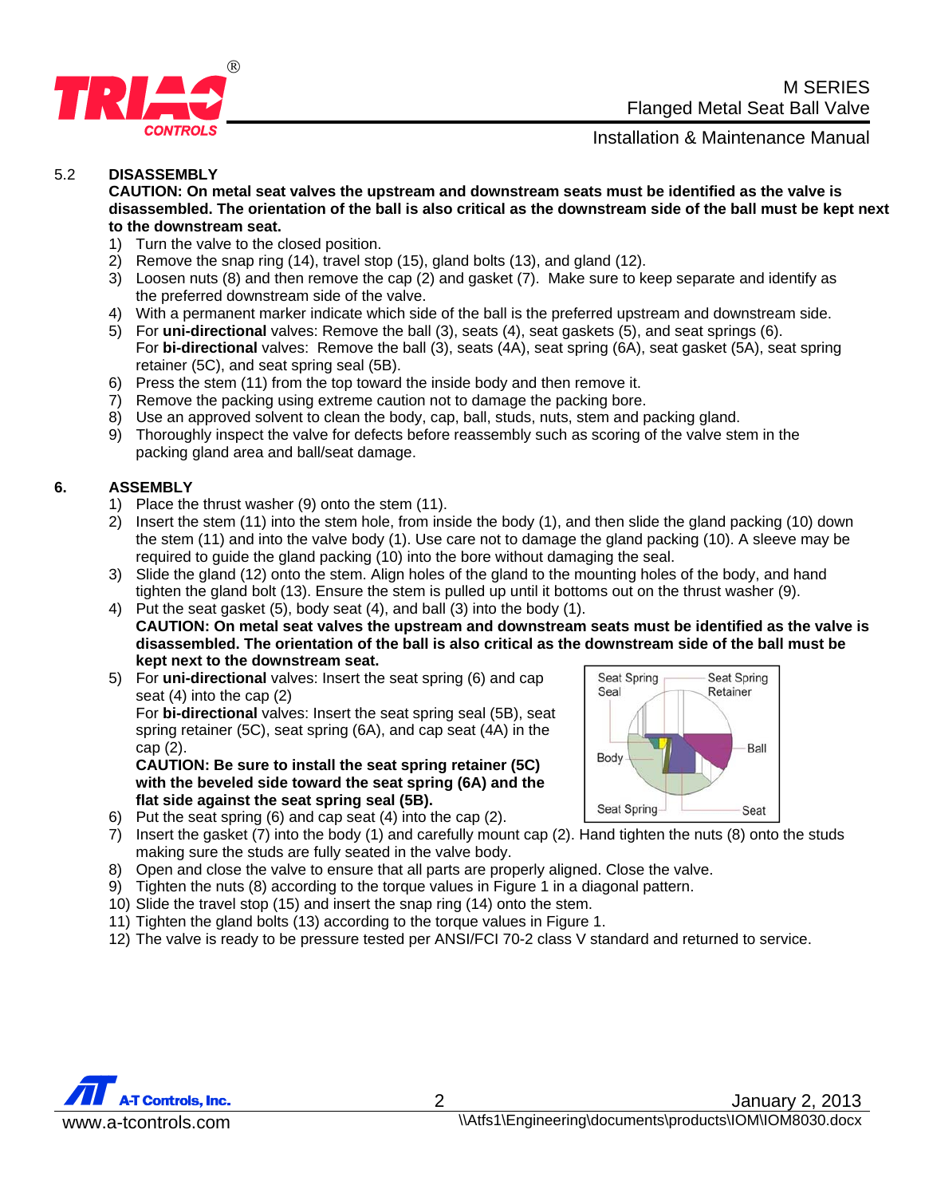5.2 **DISASSEMBLY**

**CAUTION: On metal seat valves the upstream and downstream seats must be identified as the valve is disassembled. The orientation of the ball is also critical as the downstream side of the ball must be kept next to the downstream seat.**

1) Turn the valve to the closed position.
2) Remove the snap ring (14), travel stop (15), gland bolts (13), and gland (12).
3) Loosen nuts (8) and then remove the cap (2) and gasket (7). Make sure to keep separate and identify as the preferred downstream side of the valve.
4) With a permanent marker indicate which side of the ball is the preferred upstream and downstream side.
5) For **uni-directional** valves: Remove the ball (3), seats (4), seat gaskets (5), and seat springs (6).
   For **bi-directional** valves: Remove the ball (3), seats (4A), seat spring (6A), seat gasket (5A), seat spring retainer (5C), and seat spring seal (5B).
6) Press the stem (11) from the top toward the inside body and then remove it.
7) Remove the packing using extreme caution not to damage the packing bore.
8) Use an approved solvent to clean the body, cap, ball, studs, nuts, stem and packing gland.
9) Thoroughly inspect the valve for defects before reassembly such as scoring of the valve stem in the packing gland area and ball/seat damage.

## 6. ASSEMBLY

1) Place the thrust washer (9) onto the stem (11).
2) Insert the stem (11) into the stem hole, from inside the body (1), and then slide the gland packing (10) down the stem (11) and into the valve body (1). Use care not to damage the gland packing (10). A sleeve may be required to guide the gland packing (10) into the bore without damaging the seal.
3) Slide the gland (12) onto the stem. Align holes of the gland to the mounting holes of the body, and hand tighten the gland bolt (13). Ensure the stem is pulled up until it bottoms out on the thrust washer (9).
4) Put the seat gasket (5), body seat (4), and ball (3) into the body (1).
   **CAUTION: On metal seat valves the upstream and downstream seats must be identified as the valve is disassembled. The orientation of the ball is also critical as the downstream side of the ball must be kept next to the downstream seat.**
5) For **uni-directional** valves: Insert the seat spring (6) and cap seat (4) into the cap (2)
   For **bi-directional** valves: Insert the seat spring seal (5B), seat spring retainer (5C), seat spring (6A), and cap seat (4A) in the cap (2).
   **CAUTION: Be sure to install the seat spring retainer (5C) with the beveled side toward the seat spring (6A) and the flat side against the seat spring seal (5B).**

   Seat Spring Seal — Seat Spring Retainer — Ball — Body — Seat Spring — Seat

6) Put the seat spring (6) and cap seat (4) into the cap (2).
7) Insert the gasket (7) into the body (1) and carefully mount cap (2). Hand tighten the nuts (8) onto the studs making sure the studs are fully seated in the valve body.
8) Open and close the valve to ensure that all parts are properly aligned. Close the valve.
9) Tighten the nuts (8) according to the torque values in Figure 1 in a diagonal pattern.
10) Slide the travel stop (15) and insert the snap ring (14) onto the stem.
11) Tighten the gland bolts (13) according to the torque values in Figure 1.
12) The valve is ready to be pressure tested per ANSI/FCI 70-2 class V standard and returned to service.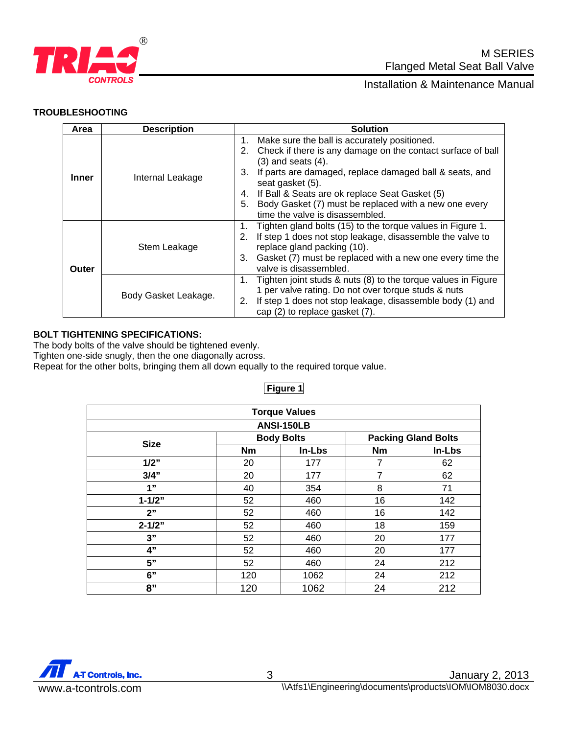## TROUBLESHOOTING

| Area | Description | Solution |
|---|---|---|
| **Inner** | Internal Leakage | 1. Make sure the ball is accurately positioned.<br>2. Check if there is any damage on the contact surface of ball (3) and seats (4).<br>3. If parts are damaged, replace damaged ball & seats, and seat gasket (5).<br>4. If Ball & Seats are ok replace Seat Gasket (5)<br>5. Body Gasket (7) must be replaced with a new one every time the valve is disassembled. |
| **Outer** | Stem Leakage | 1. Tighten gland bolts (15) to the torque values in Figure 1.<br>2. If step 1 does not stop leakage, disassemble the valve to replace gland packing (10).<br>3. Gasket (7) must be replaced with a new one every time the valve is disassembled. |
| | Body Gasket Leakage. | 1. Tighten joint studs & nuts (8) to the torque values in Figure 1 per valve rating. Do not over torque studs & nuts<br>2. If step 1 does not stop leakage, disassemble body (1) and cap (2) to replace gasket (7). |

**BOLT TIGHTENING SPECIFICATIONS:**

The body bolts of the valve should be tightened evenly.
Tighten one-side snugly, then the one diagonally across.
Repeat for the other bolts, bringing them all down equally to the required torque value.

**Figure 1**

| Torque Values | | | | |
|---|---|---|---|---|
| **ANSI-150LB** | | | | |
| **Size** | **Body Bolts** | | **Packing Gland Bolts** | |
| | **Nm** | **In-Lbs** | **Nm** | **In-Lbs** |
| **1/2"** | 20 | 177 | 7 | 62 |
| **3/4"** | 20 | 177 | 7 | 62 |
| **1"** | 40 | 354 | 8 | 71 |
| **1-1/2"** | 52 | 460 | 16 | 142 |
| **2"** | 52 | 460 | 16 | 142 |
| **2-1/2"** | 52 | 460 | 18 | 159 |
| **3"** | 52 | 460 | 20 | 177 |
| **4"** | 52 | 460 | 20 | 177 |
| **5"** | 52 | 460 | 24 | 212 |
| **6"** | 120 | 1062 | 24 | 212 |
| **8"** | 120 | 1062 | 24 | 212 |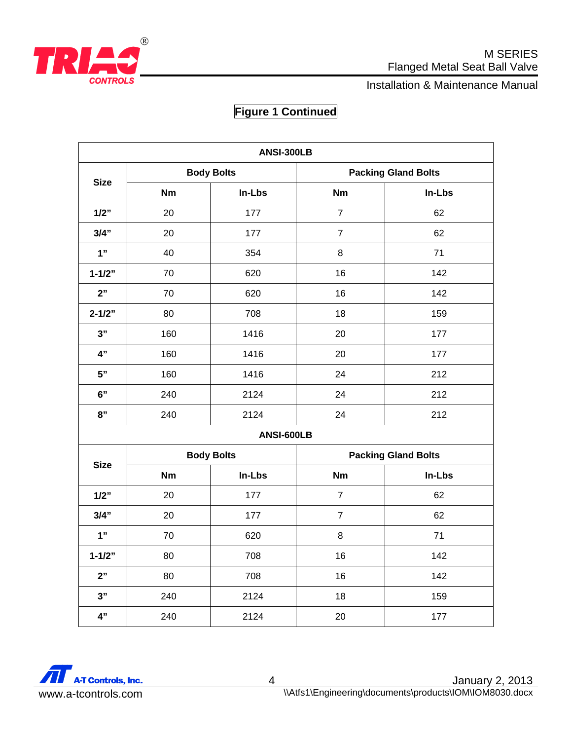## Figure 1 Continued

| ANSI-300LB | | | | |
|---|---|---|---|---|
| **Size** | **Body Bolts** | | **Packing Gland Bolts** | |
| | **Nm** | **In-Lbs** | **Nm** | **In-Lbs** |
| **1/2"** | 20 | 177 | 7 | 62 |
| **3/4"** | 20 | 177 | 7 | 62 |
| **1"** | 40 | 354 | 8 | 71 |
| **1-1/2"** | 70 | 620 | 16 | 142 |
| **2"** | 70 | 620 | 16 | 142 |
| **2-1/2"** | 80 | 708 | 18 | 159 |
| **3"** | 160 | 1416 | 20 | 177 |
| **4"** | 160 | 1416 | 20 | 177 |
| **5"** | 160 | 1416 | 24 | 212 |
| **6"** | 240 | 2124 | 24 | 212 |
| **8"** | 240 | 2124 | 24 | 212 |
| **ANSI-600LB** | | | | |
| **Size** | **Body Bolts** | | **Packing Gland Bolts** | |
| | **Nm** | **In-Lbs** | **Nm** | **In-Lbs** |
| **1/2"** | 20 | 177 | 7 | 62 |
| **3/4"** | 20 | 177 | 7 | 62 |
| **1"** | 70 | 620 | 8 | 71 |
| **1-1/2"** | 80 | 708 | 16 | 142 |
| **2"** | 80 | 708 | 16 | 142 |
| **3"** | 240 | 2124 | 18 | 159 |
| **4"** | 240 | 2124 | 20 | 177 |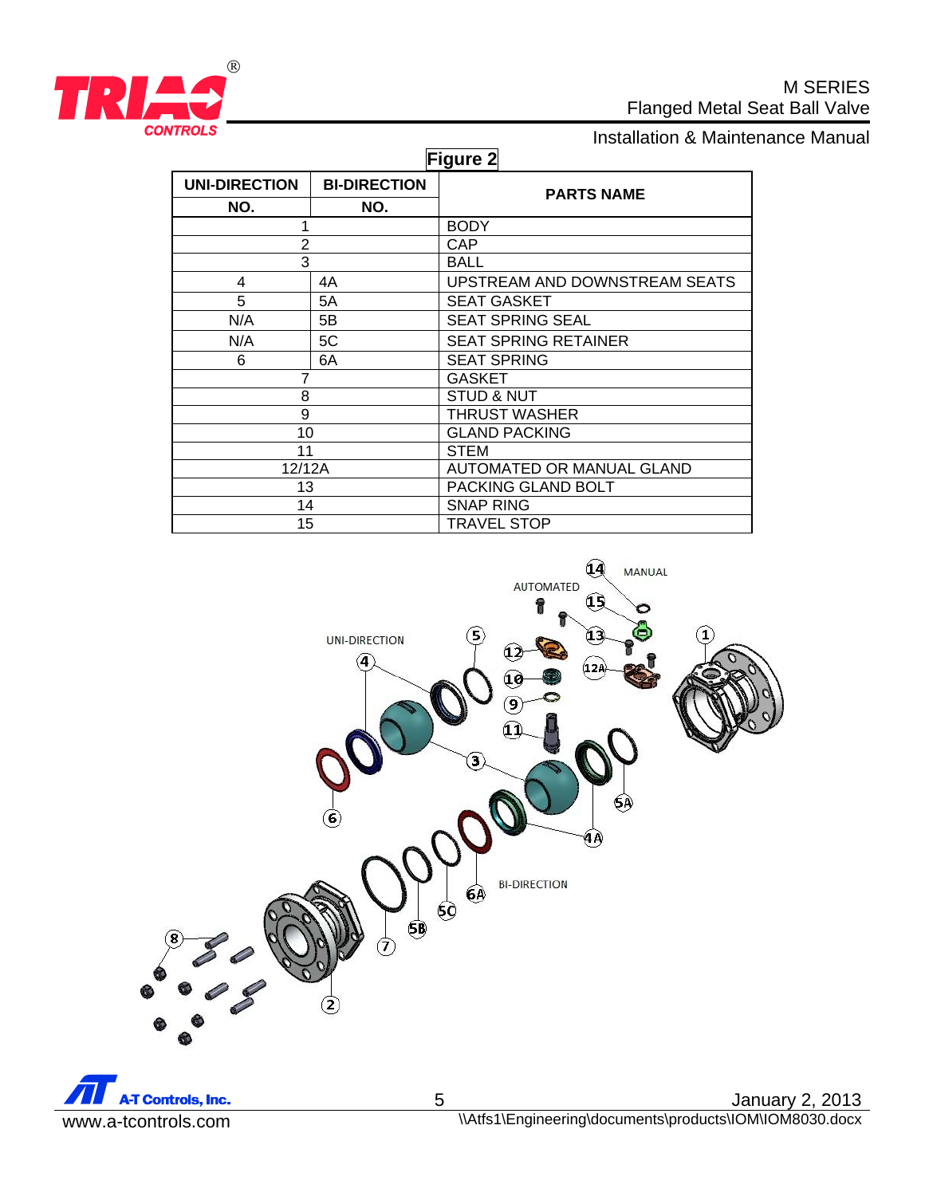**Figure 2**

| UNI-DIRECTION NO. | BI-DIRECTION NO. | PARTS NAME |
|---|---|---|
| 1 | | BODY |
| 2 | | CAP |
| 3 | | BALL |
| 4 | 4A | UPSTREAM AND DOWNSTREAM SEATS |
| 5 | 5A | SEAT GASKET |
| N/A | 5B | SEAT SPRING SEAL |
| N/A | 5C | SEAT SPRING RETAINER |
| 6 | 6A | SEAT SPRING |
| 7 | | GASKET |
| 8 | | STUD & NUT |
| 9 | | THRUST WASHER |
| 10 | | GLAND PACKING |
| 11 | | STEM |
| 12/12A | | AUTOMATED OR MANUAL GLAND |
| 13 | | PACKING GLAND BOLT |
| 14 | | SNAP RING |
| 15 | | TRAVEL STOP |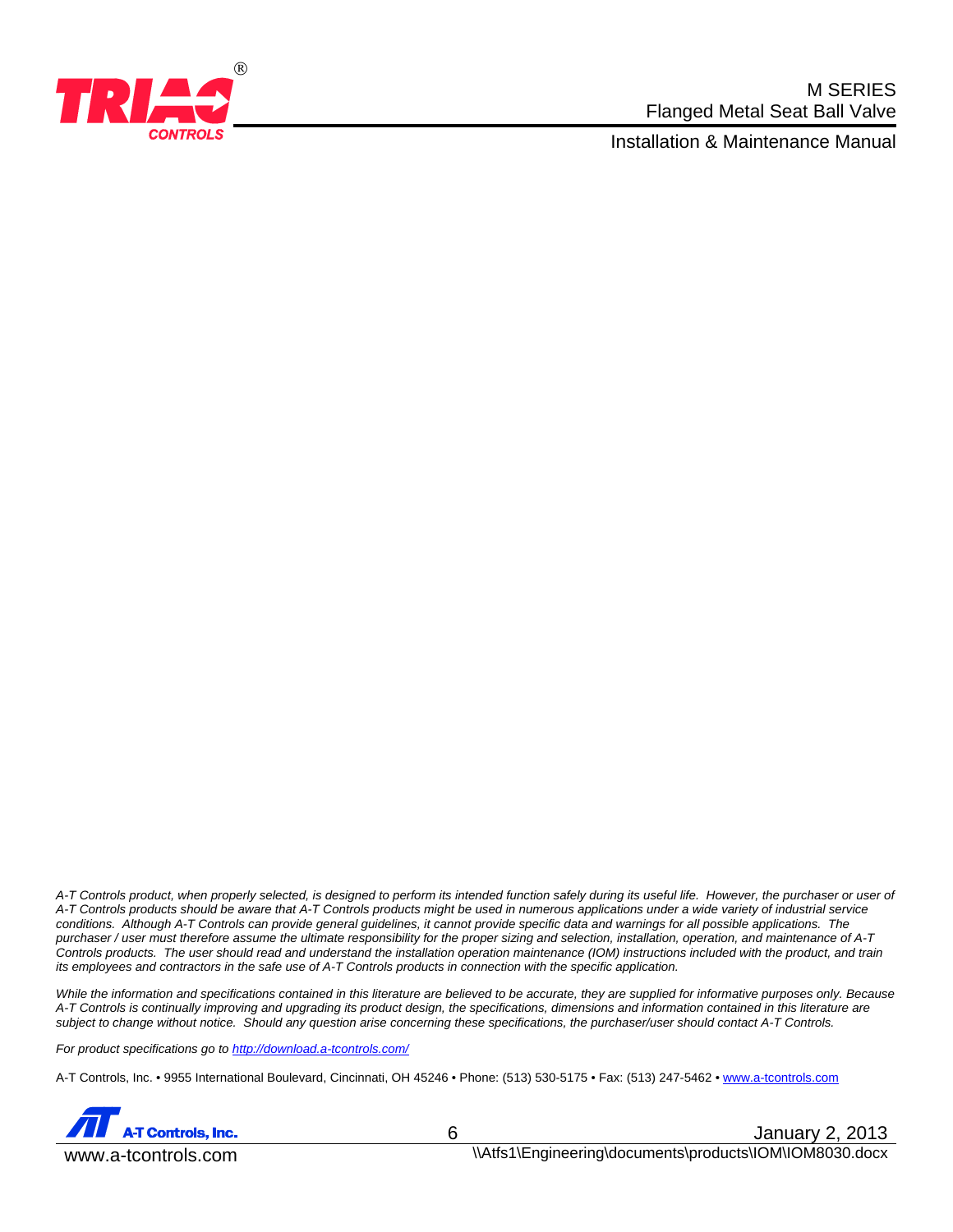*A-T Controls product, when properly selected, is designed to perform its intended function safely during its useful life. However, the purchaser or user of A-T Controls products should be aware that A-T Controls products might be used in numerous applications under a wide variety of industrial service conditions. Although A-T Controls can provide general guidelines, it cannot provide specific data and warnings for all possible applications. The purchaser / user must therefore assume the ultimate responsibility for the proper sizing and selection, installation, operation, and maintenance of A-T Controls products. The user should read and understand the installation operation maintenance (IOM) instructions included with the product, and train its employees and contractors in the safe use of A-T Controls products in connection with the specific application.*

*While the information and specifications contained in this literature are believed to be accurate, they are supplied for informative purposes only. Because A-T Controls is continually improving and upgrading its product design, the specifications, dimensions and information contained in this literature are subject to change without notice. Should any question arise concerning these specifications, the purchaser/user should contact A-T Controls.*

*For product specifications go to [http://download.a-tcontrols.com/](http://download.a-tcontrols.com/)*

A-T Controls, Inc. • 9955 International Boulevard, Cincinnati, OH 45246 • Phone: (513) 530-5175 • Fax: (513) 247-5462 • [www.a-tcontrols.com](http://www.a-tcontrols.com)